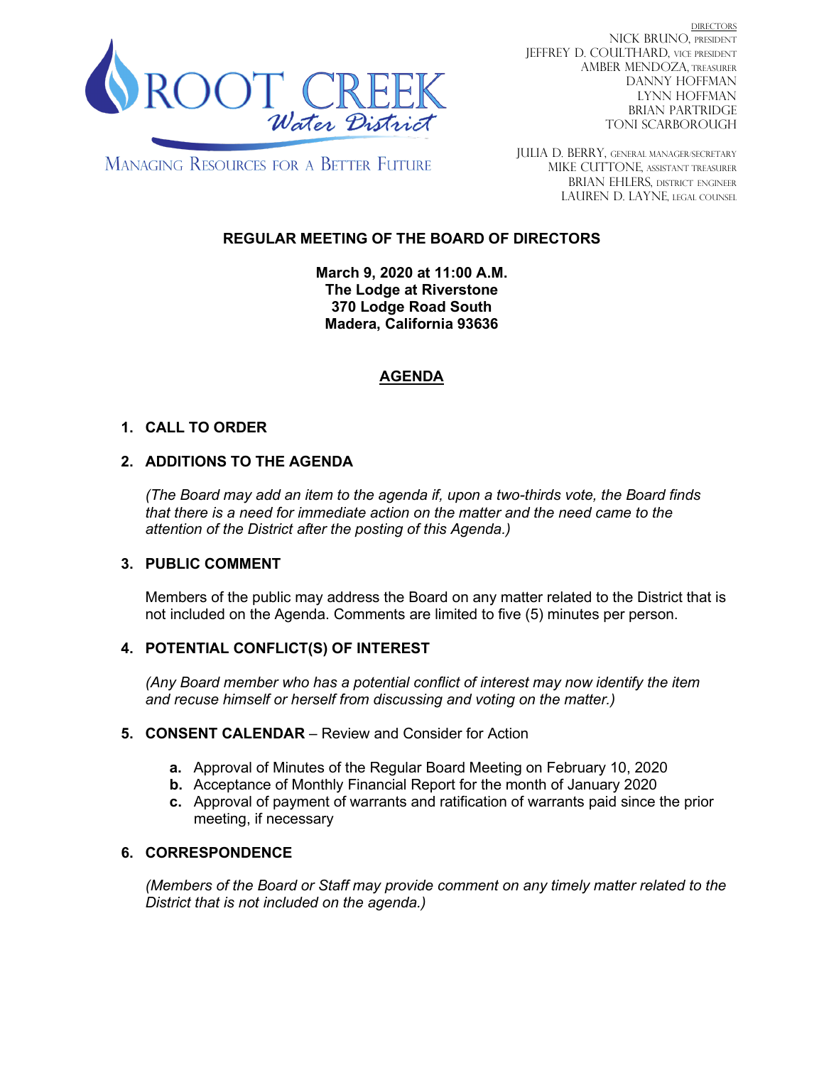ROOT CREEK *Water District*

MANAGING RESOURCES FOR A BETTER FUTURE

DIRECTORS
NICK BRUNO, PRESIDENT
JEFFREY D. COULTHARD, VICE PRESIDENT
AMBER MENDOZA, TREASURER
DANNY HOFFMAN
LYNN HOFFMAN
BRIAN PARTRIDGE
TONI SCARBOROUGH

JULIA D. BERRY, GENERAL MANAGER/SECRETARY
MIKE CUTTONE, ASSISTANT TREASURER
BRIAN EHLERS, DISTRICT ENGINEER
LAUREN D. LAYNE, LEGAL COUNSEL

# REGULAR MEETING OF THE BOARD OF DIRECTORS

**March 9, 2020 at 11:00 A.M.**
**The Lodge at Riverstone**
**370 Lodge Road South**
**Madera, California 93636**

## AGENDA

1. **CALL TO ORDER**

2. **ADDITIONS TO THE AGENDA**

   *(The Board may add an item to the agenda if, upon a two-thirds vote, the Board finds that there is a need for immediate action on the matter and the need came to the attention of the District after the posting of this Agenda.)*

3. **PUBLIC COMMENT**

   Members of the public may address the Board on any matter related to the District that is not included on the Agenda. Comments are limited to five (5) minutes per person.

4. **POTENTIAL CONFLICT(S) OF INTEREST**

   *(Any Board member who has a potential conflict of interest may now identify the item and recuse himself or herself from discussing and voting on the matter.)*

5. **CONSENT CALENDAR** – Review and Consider for Action

   **a.** Approval of Minutes of the Regular Board Meeting on February 10, 2020
   **b.** Acceptance of Monthly Financial Report for the month of January 2020
   **c.** Approval of payment of warrants and ratification of warrants paid since the prior meeting, if necessary

6. **CORRESPONDENCE**

   *(Members of the Board or Staff may provide comment on any timely matter related to the District that is not included on the agenda.)*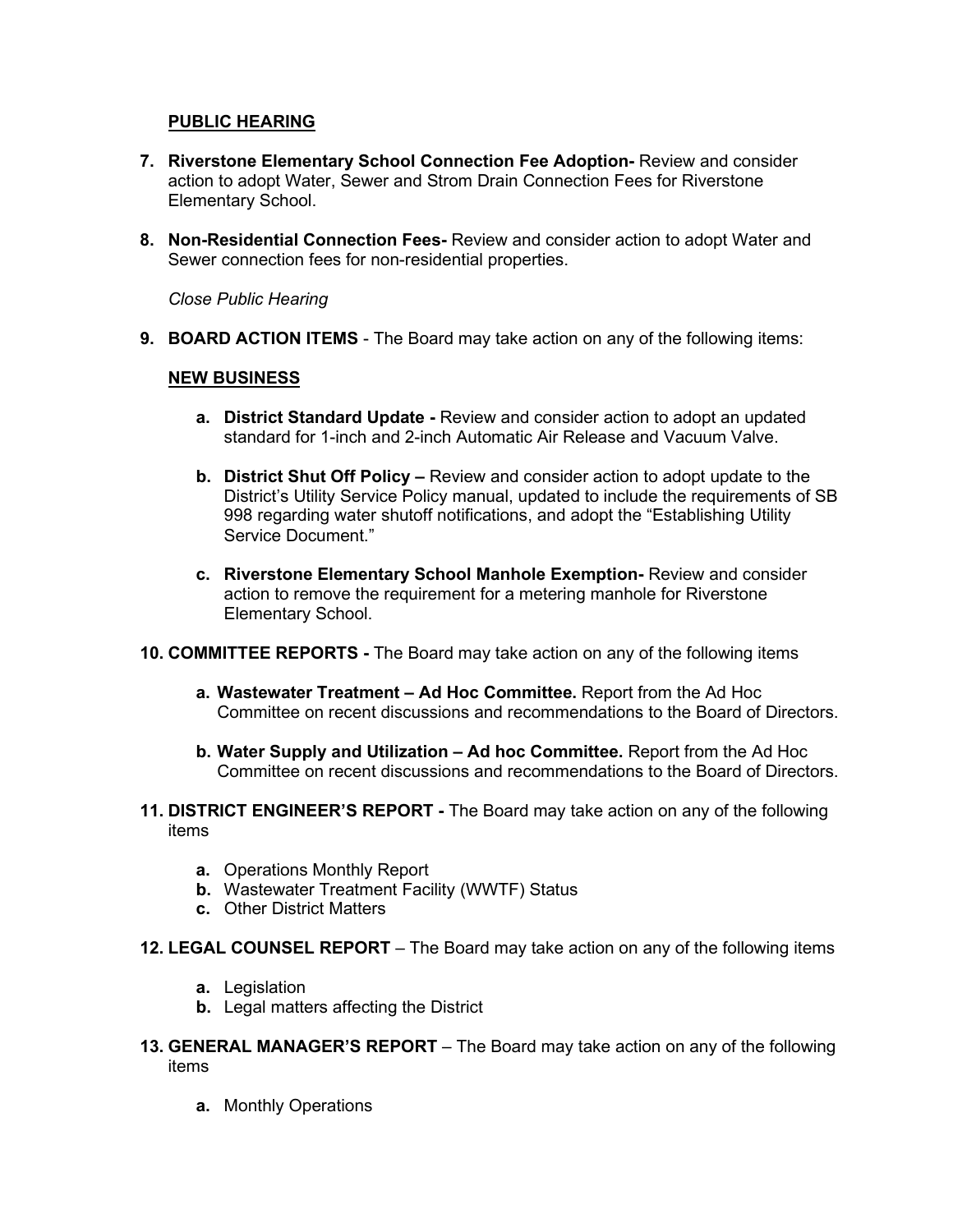**PUBLIC HEARING**

7. **Riverstone Elementary School Connection Fee Adoption-** Review and consider action to adopt Water, Sewer and Strom Drain Connection Fees for Riverstone Elementary School.

8. **Non-Residential Connection Fees-** Review and consider action to adopt Water and Sewer connection fees for non-residential properties.

*Close Public Hearing*

9. **BOARD ACTION ITEMS** - The Board may take action on any of the following items:

**NEW BUSINESS**

   a. **District Standard Update -** Review and consider action to adopt an updated standard for 1-inch and 2-inch Automatic Air Release and Vacuum Valve.

   b. **District Shut Off Policy –** Review and consider action to adopt update to the District's Utility Service Policy manual, updated to include the requirements of SB 998 regarding water shutoff notifications, and adopt the "Establishing Utility Service Document."

   c. **Riverstone Elementary School Manhole Exemption-** Review and consider action to remove the requirement for a metering manhole for Riverstone Elementary School.

10. **COMMITTEE REPORTS -** The Board may take action on any of the following items

   a. **Wastewater Treatment – Ad Hoc Committee.** Report from the Ad Hoc Committee on recent discussions and recommendations to the Board of Directors.

   b. **Water Supply and Utilization – Ad hoc Committee.** Report from the Ad Hoc Committee on recent discussions and recommendations to the Board of Directors.

11. **DISTRICT ENGINEER'S REPORT -** The Board may take action on any of the following items

   a. Operations Monthly Report
   b. Wastewater Treatment Facility (WWTF) Status
   c. Other District Matters

12. **LEGAL COUNSEL REPORT** – The Board may take action on any of the following items

   a. Legislation
   b. Legal matters affecting the District

13. **GENERAL MANAGER'S REPORT** – The Board may take action on any of the following items

   a. Monthly Operations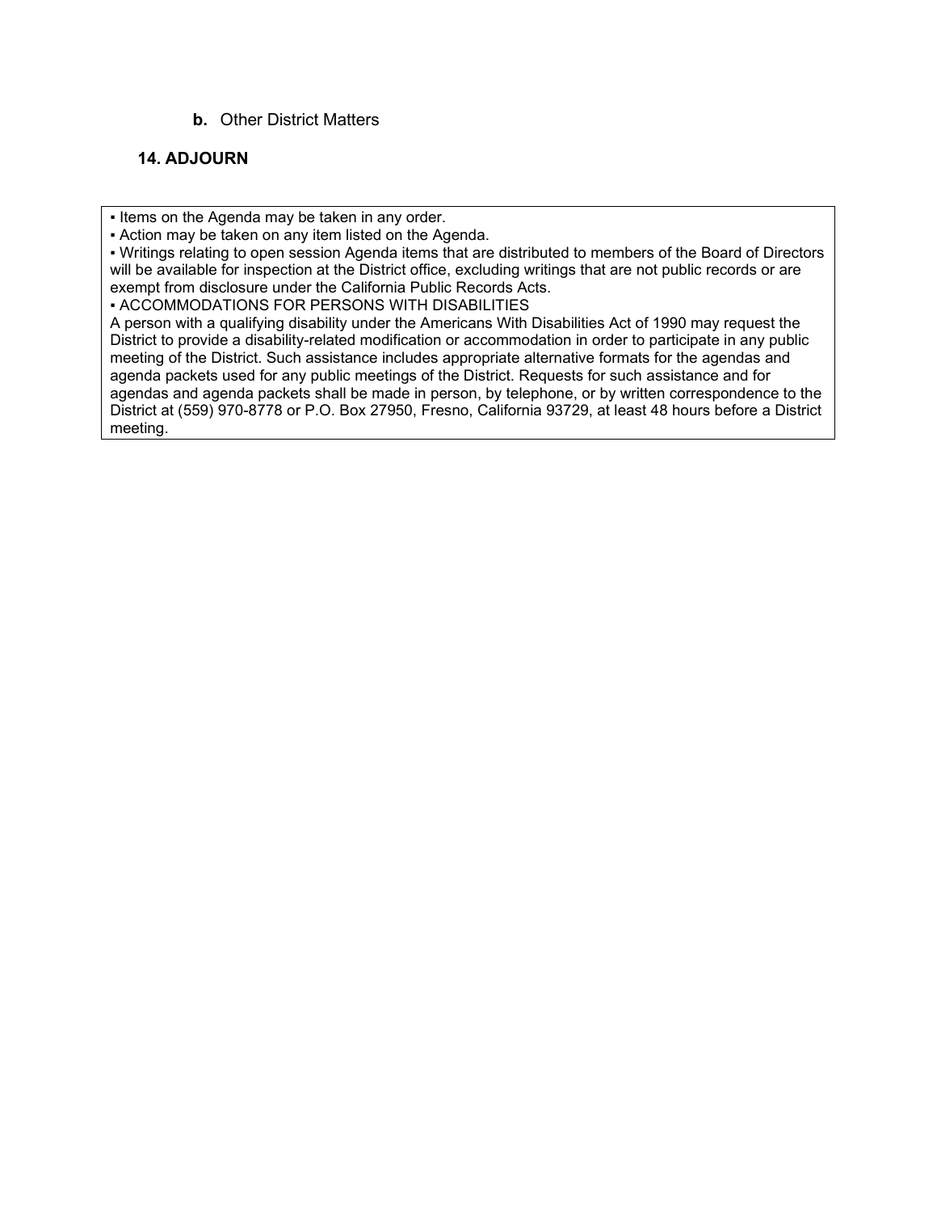**b.** Other District Matters

**14. ADJOURN**

▪ Items on the Agenda may be taken in any order.
▪ Action may be taken on any item listed on the Agenda.
▪ Writings relating to open session Agenda items that are distributed to members of the Board of Directors will be available for inspection at the District office, excluding writings that are not public records or are exempt from disclosure under the California Public Records Acts.
▪ ACCOMMODATIONS FOR PERSONS WITH DISABILITIES
A person with a qualifying disability under the Americans With Disabilities Act of 1990 may request the District to provide a disability-related modification or accommodation in order to participate in any public meeting of the District. Such assistance includes appropriate alternative formats for the agendas and agenda packets used for any public meetings of the District. Requests for such assistance and for agendas and agenda packets shall be made in person, by telephone, or by written correspondence to the District at (559) 970-8778 or P.O. Box 27950, Fresno, California 93729, at least 48 hours before a District meeting.